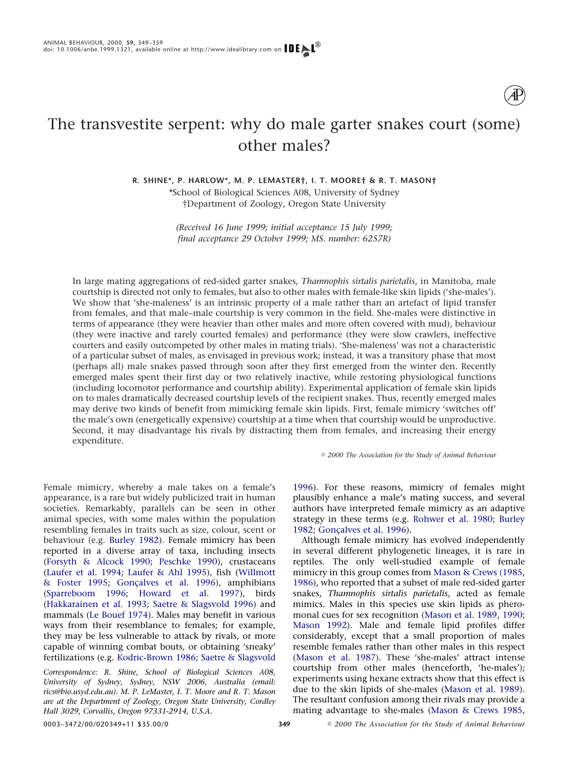# The transvestite serpent: why do male garter snakes court (some) other males?

**R. SHINE\*, P. HARLOW\*, M. P. LEMASTER†, I. T. MOORE† & R. T. MASON†**

\*School of Biological Sciences A08, University of Sydney
†Department of Zoology, Oregon State University

*(Received 16 June 1999; initial acceptance 15 July 1999; final acceptance 29 October 1999; MS. number: 6257R)*

In large mating aggregations of red-sided garter snakes, *Thamnophis sirtalis parietalis*, in Manitoba, male courtship is directed not only to females, but also to other males with female-like skin lipids ('she-males'). We show that 'she-maleness' is an intrinsic property of a male rather than an artefact of lipid transfer from females, and that male–male courtship is very common in the field. She-males were distinctive in terms of appearance (they were heavier than other males and more often covered with mud), behaviour (they were inactive and rarely courted females) and performance (they were slow crawlers, ineffective courters and easily outcompeted by other males in mating trials). 'She-maleness' was not a characteristic of a particular subset of males, as envisaged in previous work; instead, it was a transitory phase that most (perhaps all) male snakes passed through soon after they first emerged from the winter den. Recently emerged males spent their first day or two relatively inactive, while restoring physiological functions (including locomotor performance and courtship ability). Experimental application of female skin lipids on to males dramatically decreased courtship levels of the recipient snakes. Thus, recently emerged males may derive two kinds of benefit from mimicking female skin lipids. First, female mimicry 'switches off' the male's own (energetically expensive) courtship at a time when that courtship would be unproductive. Second, it may disadvantage his rivals by distracting them from females, and increasing their energy expenditure.

© 2000 The Association for the Study of Animal Behaviour

Female mimicry, whereby a male takes on a female's appearance, is a rare but widely publicized trait in human societies. Remarkably, parallels can be seen in other animal species, with some males within the population resembling females in traits such as size, colour, scent or behaviour (e.g. Burley 1982). Female mimicry has been reported in a diverse array of taxa, including insects (Forsyth & Alcock 1990; Peschke 1990), crustaceans (Laufer et al. 1994; Laufer & Ahl 1995), fish (Willmott & Foster 1995; Gonçalves et al. 1996), amphibians (Sparreboom 1996; Howard et al. 1997), birds (Hakkarainen et al. 1993; Saetre & Slagsvold 1996) and mammals (Le Bouef 1974). Males may benefit in various ways from their resemblance to females; for example, they may be less vulnerable to attack by rivals, or more capable of winning combat bouts, or obtaining 'sneaky' fertilizations (e.g. Kodric-Brown 1986; Saetre & Slagsvold 1996). For these reasons, mimicry of females might plausibly enhance a male's mating success, and several authors have interpreted female mimicry as an adaptive strategy in these terms (e.g. Rohwer et al. 1980; Burley 1982; Gonçalves et al. 1996).

Although female mimicry has evolved independently in several different phylogenetic lineages, it is rare in reptiles. The only well-studied example of female mimicry in this group comes from Mason & Crews (1985, 1986), who reported that a subset of male red-sided garter snakes, *Thamnophis sirtalis parietalis*, acted as female mimics. Males in this species use skin lipids as pheromonal cues for sex recognition (Mason et al. 1989, 1990; Mason 1992). Male and female lipid profiles differ considerably, except that a small proportion of males resemble females rather than other males in this respect (Mason et al. 1987). These 'she-males' attract intense courtship from other males (henceforth, 'he-males'); experiments using hexane extracts show that this effect is due to the skin lipids of she-males (Mason et al. 1989). The resultant confusion among their rivals may provide a mating advantage to she-males (Mason & Crews 1985,

*Correspondence: R. Shine, School of Biological Sciences A08, University of Sydney, Sydney, NSW 2006, Australia (email: rics@bio.usyd.edu.au). M. P. LeMaster, I. T. Moore and R. T. Mason are at the Department of Zoology, Oregon State University, Cordley Hall 3029, Corvallis, Oregon 97331-2914, U.S.A.*

0003–3472/00/020349+11 $35.00/0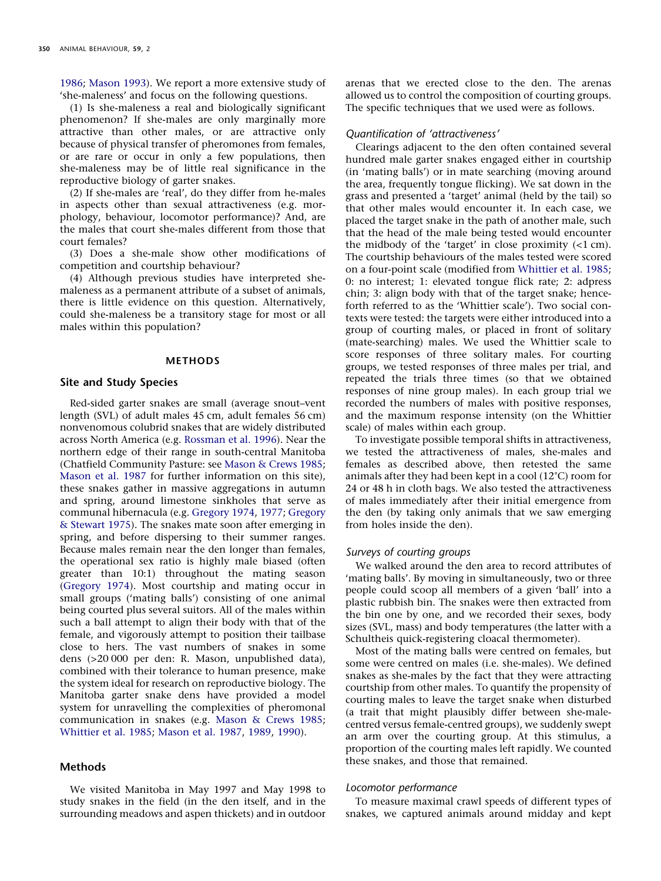1986; Mason 1993). We report a more extensive study of 'she-maleness' and focus on the following questions.

(1) Is she-maleness a real and biologically significant phenomenon? If she-males are only marginally more attractive than other males, or are attractive only because of physical transfer of pheromones from females, or are rare or occur in only a few populations, then she-maleness may be of little real significance in the reproductive biology of garter snakes.

(2) If she-males are 'real', do they differ from he-males in aspects other than sexual attractiveness (e.g. morphology, behaviour, locomotor performance)? And, are the males that court she-males different from those that court females?

(3) Does a she-male show other modifications of competition and courtship behaviour?

(4) Although previous studies have interpreted she-maleness as a permanent attribute of a subset of animals, there is little evidence on this question. Alternatively, could she-maleness be a transitory stage for most or all males within this population?

## METHODS

### Site and Study Species

Red-sided garter snakes are small (average snout–vent length (SVL) of adult males 45 cm, adult females 56 cm) nonvenomous colubrid snakes that are widely distributed across North America (e.g. Rossman et al. 1996). Near the northern edge of their range in south-central Manitoba (Chatfield Community Pasture: see Mason & Crews 1985; Mason et al. 1987 for further information on this site), these snakes gather in massive aggregations in autumn and spring, around limestone sinkholes that serve as communal hibernacula (e.g. Gregory 1974, 1977; Gregory & Stewart 1975). The snakes mate soon after emerging in spring, and before dispersing to their summer ranges. Because males remain near the den longer than females, the operational sex ratio is highly male biased (often greater than 10:1) throughout the mating season (Gregory 1974). Most courtship and mating occur in small groups ('mating balls') consisting of one animal being courted plus several suitors. All of the males within such a ball attempt to align their body with that of the female, and vigorously attempt to position their tailbase close to hers. The vast numbers of snakes in some dens (>20 000 per den: R. Mason, unpublished data), combined with their tolerance to human presence, make the system ideal for research on reproductive biology. The Manitoba garter snake dens have provided a model system for unravelling the complexities of pheromonal communication in snakes (e.g. Mason & Crews 1985; Whittier et al. 1985; Mason et al. 1987, 1989, 1990).

### Methods

We visited Manitoba in May 1997 and May 1998 to study snakes in the field (in the den itself, and in the surrounding meadows and aspen thickets) and in outdoor arenas that we erected close to the den. The arenas allowed us to control the composition of courting groups. The specific techniques that we used were as follows.

#### *Quantification of 'attractiveness'*

Clearings adjacent to the den often contained several hundred male garter snakes engaged either in courtship (in 'mating balls') or in mate searching (moving around the area, frequently tongue flicking). We sat down in the grass and presented a 'target' animal (held by the tail) so that other males would encounter it. In each case, we placed the target snake in the path of another male, such that the head of the male being tested would encounter the midbody of the 'target' in close proximity (<1 cm). The courtship behaviours of the males tested were scored on a four-point scale (modified from Whittier et al. 1985; 0: no interest; 1: elevated tongue flick rate; 2: adpress chin; 3: align body with that of the target snake; henceforth referred to as the 'Whittier scale'). Two social contexts were tested: the targets were either introduced into a group of courting males, or placed in front of solitary (mate-searching) males. We used the Whittier scale to score responses of three solitary males. For courting groups, we tested responses of three males per trial, and repeated the trials three times (so that we obtained responses of nine group males). In each group trial we recorded the numbers of males with positive responses, and the maximum response intensity (on the Whittier scale) of males within each group.

To investigate possible temporal shifts in attractiveness, we tested the attractiveness of males, she-males and females as described above, then retested the same animals after they had been kept in a cool (12°C) room for 24 or 48 h in cloth bags. We also tested the attractiveness of males immediately after their initial emergence from the den (by taking only animals that we saw emerging from holes inside the den).

#### *Surveys of courting groups*

We walked around the den area to record attributes of 'mating balls'. By moving in simultaneously, two or three people could scoop all members of a given 'ball' into a plastic rubbish bin. The snakes were then extracted from the bin one by one, and we recorded their sexes, body sizes (SVL, mass) and body temperatures (the latter with a Schultheis quick-registering cloacal thermometer).

Most of the mating balls were centred on females, but some were centred on males (i.e. she-males). We defined snakes as she-males by the fact that they were attracting courtship from other males. To quantify the propensity of courting males to leave the target snake when disturbed (a trait that might plausibly differ between she-male-centred versus female-centred groups), we suddenly swept an arm over the courting group. At this stimulus, a proportion of the courting males left rapidly. We counted these snakes, and those that remained.

#### *Locomotor performance*

To measure maximal crawl speeds of different types of snakes, we captured animals around midday and kept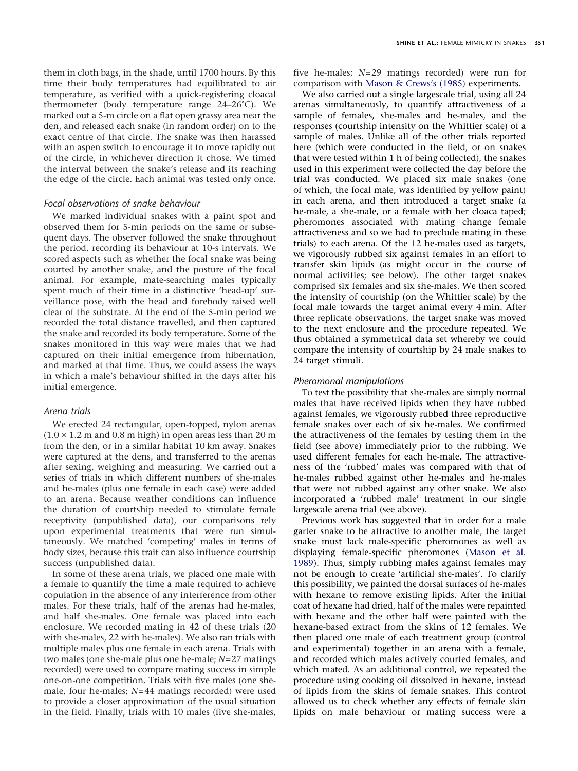them in cloth bags, in the shade, until 1700 hours. By this time their body temperatures had equilibrated to air temperature, as verified with a quick-registering cloacal thermometer (body temperature range 24–26°C). We marked out a 5-m circle on a flat open grassy area near the den, and released each snake (in random order) on to the exact centre of that circle. The snake was then harassed with an aspen switch to encourage it to move rapidly out of the circle, in whichever direction it chose. We timed the interval between the snake's release and its reaching the edge of the circle. Each animal was tested only once.

### *Focal observations of snake behaviour*

We marked individual snakes with a paint spot and observed them for 5-min periods on the same or subsequent days. The observer followed the snake throughout the period, recording its behaviour at 10-s intervals. We scored aspects such as whether the focal snake was being courted by another snake, and the posture of the focal animal. For example, mate-searching males typically spent much of their time in a distinctive 'head-up' surveillance pose, with the head and forebody raised well clear of the substrate. At the end of the 5-min period we recorded the total distance travelled, and then captured the snake and recorded its body temperature. Some of the snakes monitored in this way were males that we had captured on their initial emergence from hibernation, and marked at that time. Thus, we could assess the ways in which a male's behaviour shifted in the days after his initial emergence.

### *Arena trials*

We erected 24 rectangular, open-topped, nylon arenas ($1.0 \times 1.2$ m and 0.8 m high) in open areas less than 20 m from the den, or in a similar habitat 10 km away. Snakes were captured at the dens, and transferred to the arenas after sexing, weighing and measuring. We carried out a series of trials in which different numbers of she-males and he-males (plus one female in each case) were added to an arena. Because weather conditions can influence the duration of courtship needed to stimulate female receptivity (unpublished data), our comparisons rely upon experimental treatments that were run simultaneously. We matched 'competing' males in terms of body sizes, because this trait can also influence courtship success (unpublished data).

In some of these arena trials, we placed one male with a female to quantify the time a male required to achieve copulation in the absence of any interference from other males. For these trials, half of the arenas had he-males, and half she-males. One female was placed into each enclosure. We recorded mating in 42 of these trials (20 with she-males, 22 with he-males). We also ran trials with multiple males plus one female in each arena. Trials with two males (one she-male plus one he-male; $N$=27 matings recorded) were used to compare mating success in simple one-on-one competition. Trials with five males (one she-male, four he-males; $N$=44 matings recorded) were used to provide a closer approximation of the usual situation in the field. Finally, trials with 10 males (five she-males, five he-males; $N$=29 matings recorded) were run for comparison with Mason & Crews's (1985) experiments.

We also carried out a single largescale trial, using all 24 arenas simultaneously, to quantify attractiveness of a sample of females, she-males and he-males, and the responses (courtship intensity on the Whittier scale) of a sample of males. Unlike all of the other trials reported here (which were conducted in the field, or on snakes that were tested within 1 h of being collected), the snakes used in this experiment were collected the day before the trial was conducted. We placed six male snakes (one of which, the focal male, was identified by yellow paint) in each arena, and then introduced a target snake (a he-male, a she-male, or a female with her cloaca taped; pheromones associated with mating change female attractiveness and so we had to preclude mating in these trials) to each arena. Of the 12 he-males used as targets, we vigorously rubbed six against females in an effort to transfer skin lipids (as might occur in the course of normal activities; see below). The other target snakes comprised six females and six she-males. We then scored the intensity of courtship (on the Whittier scale) by the focal male towards the target animal every 4 min. After three replicate observations, the target snake was moved to the next enclosure and the procedure repeated. We thus obtained a symmetrical data set whereby we could compare the intensity of courtship by 24 male snakes to 24 target stimuli.

### *Pheromonal manipulations*

To test the possibility that she-males are simply normal males that have received lipids when they have rubbed against females, we vigorously rubbed three reproductive female snakes over each of six he-males. We confirmed the attractiveness of the females by testing them in the field (see above) immediately prior to the rubbing. We used different females for each he-male. The attractiveness of the 'rubbed' males was compared with that of he-males rubbed against other he-males and he-males that were not rubbed against any other snake. We also incorporated a 'rubbed male' treatment in our single largescale arena trial (see above).

Previous work has suggested that in order for a male garter snake to be attractive to another male, the target snake must lack male-specific pheromones as well as displaying female-specific pheromones (Mason et al. 1989). Thus, simply rubbing males against females may not be enough to create 'artificial she-males'. To clarify this possibility, we painted the dorsal surfaces of he-males with hexane to remove existing lipids. After the initial coat of hexane had dried, half of the males were repainted with hexane and the other half were painted with the hexane-based extract from the skins of 12 females. We then placed one male of each treatment group (control and experimental) together in an arena with a female, and recorded which males actively courted females, and which mated. As an additional control, we repeated the procedure using cooking oil dissolved in hexane, instead of lipids from the skins of female snakes. This control allowed us to check whether any effects of female skin lipids on male behaviour or mating success were a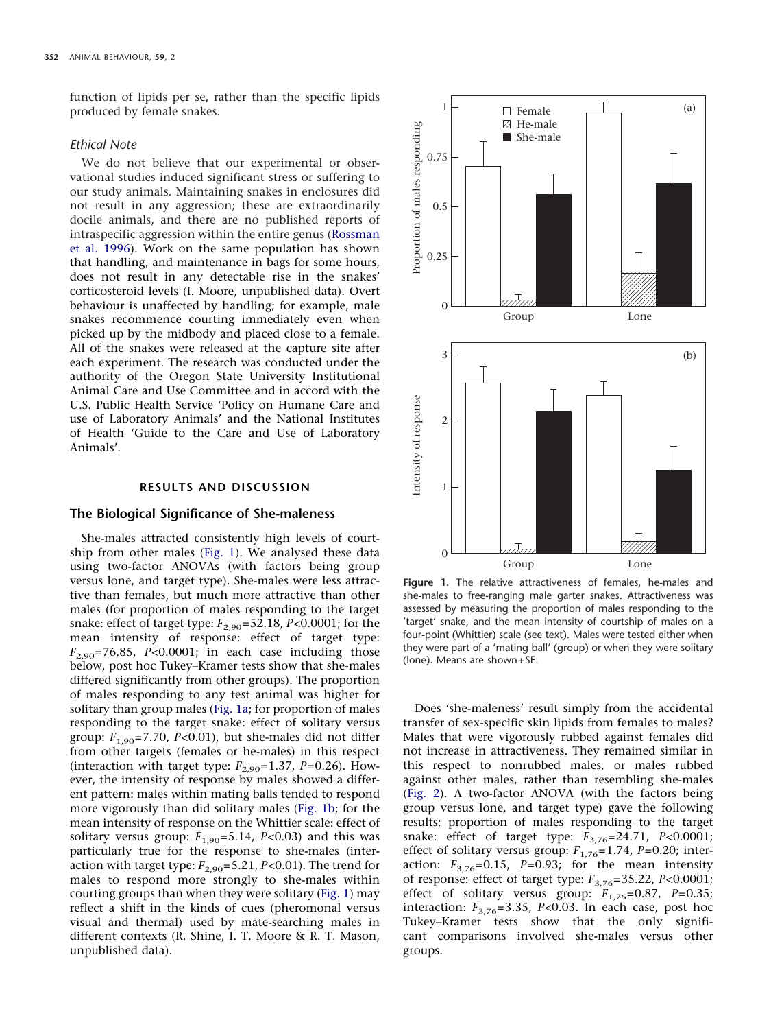function of lipids per se, rather than the specific lipids produced by female snakes.

### *Ethical Note*

We do not believe that our experimental or observational studies induced significant stress or suffering to our study animals. Maintaining snakes in enclosures did not result in any aggression; these are extraordinarily docile animals, and there are no published reports of intraspecific aggression within the entire genus (Rossman et al. 1996). Work on the same population has shown that handling, and maintenance in bags for some hours, does not result in any detectable rise in the snakes' corticosteroid levels (I. Moore, unpublished data). Overt behaviour is unaffected by handling; for example, male snakes recommence courting immediately even when picked up by the midbody and placed close to a female. All of the snakes were released at the capture site after each experiment. The research was conducted under the authority of the Oregon State University Institutional Animal Care and Use Committee and in accord with the U.S. Public Health Service 'Policy on Humane Care and use of Laboratory Animals' and the National Institutes of Health 'Guide to the Care and Use of Laboratory Animals'.

## RESULTS AND DISCUSSION

### The Biological Significance of She-maleness

She-males attracted consistently high levels of courtship from other males (Fig. 1). We analysed these data using two-factor ANOVAs (with factors being group versus lone, and target type). She-males were less attractive than females, but much more attractive than other males (for proportion of males responding to the target snake: effect of target type: $F_{2,90}$=52.18, $P$<0.0001; for the mean intensity of response: effect of target type: $F_{2,90}$=76.85, $P$<0.0001; in each case including those below, post hoc Tukey–Kramer tests show that she-males differed significantly from other groups). The proportion of males responding to any test animal was higher for solitary than group males (Fig. 1a; for proportion of males responding to the target snake: effect of solitary versus group: $F_{1,90}$=7.70, $P$<0.01), but she-males did not differ from other targets (females or he-males) in this respect (interaction with target type: $F_{2,90}$=1.37, $P$=0.26). However, the intensity of response by males showed a different pattern: males within mating balls tended to respond more vigorously than did solitary males (Fig. 1b; for the mean intensity of response on the Whittier scale: effect of solitary versus group: $F_{1,90}$=5.14, $P$<0.03) and this was particularly true for the response to she-males (interaction with target type: $F_{2,90}$=5.21, $P$<0.01). The trend for males to respond more strongly to she-males within courting groups than when they were solitary (Fig. 1) may reflect a shift in the kinds of cues (pheromonal versus visual and thermal) used by mate-searching males in different contexts (R. Shine, I. T. Moore & R. T. Mason, unpublished data).

**Figure 1.** The relative attractiveness of females, he-males and she-males to free-ranging male garter snakes. Attractiveness was assessed by measuring the proportion of males responding to the 'target' snake, and the mean intensity of courtship of males on a four-point (Whittier) scale (see text). Males were tested either when they were part of a 'mating ball' (group) or when they were solitary (lone). Means are shown+SE.

Does 'she-maleness' result simply from the accidental transfer of sex-specific skin lipids from females to males? Males that were vigorously rubbed against females did not increase in attractiveness. They remained similar in this respect to nonrubbed males, or males rubbed against other males, rather than resembling she-males (Fig. 2). A two-factor ANOVA (with the factors being group versus lone, and target type) gave the following results: proportion of males responding to the target snake: effect of target type: $F_{3,76}$=24.71, $P$<0.0001; effect of solitary versus group: $F_{1,76}$=1.74, $P$=0.20; interaction: $F_{3,76}$=0.15, $P$=0.93; for the mean intensity of response: effect of target type: $F_{3,76}$=35.22, $P$<0.0001; effect of solitary versus group: $F_{1,76}$=0.87, $P$=0.35; interaction: $F_{3,76}$=3.35, $P$<0.03. In each case, post hoc Tukey–Kramer tests show that the only significant comparisons involved she-males versus other groups.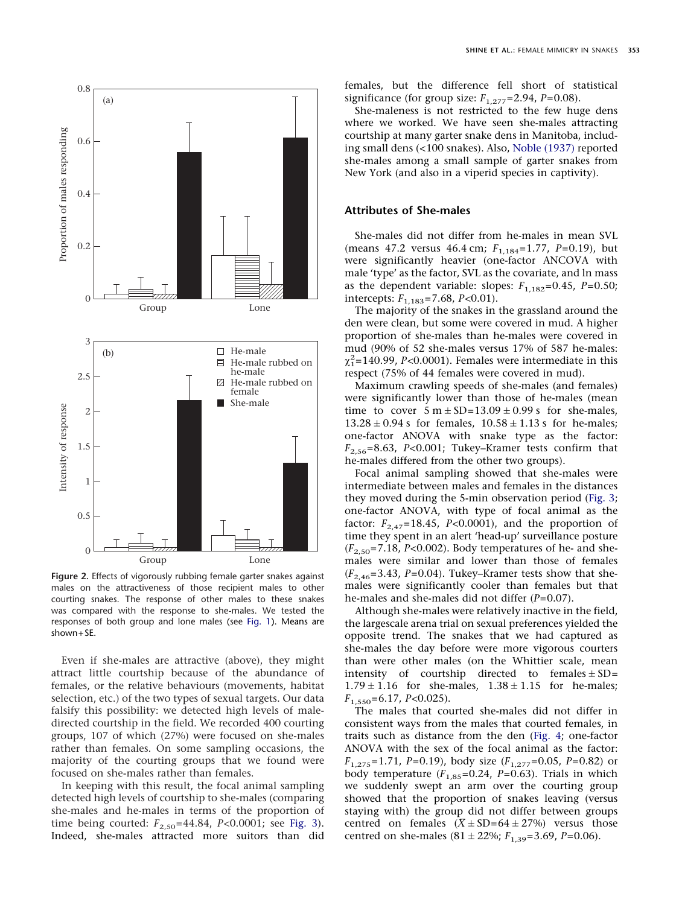Figure 2. Effects of vigorously rubbing female garter snakes against males on the attractiveness of those recipient males to other courting snakes. The response of other males to these snakes was compared with the response to she-males. We tested the responses of both group and lone males (see Fig. 1). Means are shown+SE.

Even if she-males are attractive (above), they might attract little courtship because of the abundance of females, or the relative behaviours (movements, habitat selection, etc.) of the two types of sexual targets. Our data falsify this possibility: we detected high levels of male-directed courtship in the field. We recorded 400 courting groups, 107 of which (27%) were focused on she-males rather than females. On some sampling occasions, the majority of the courting groups that we found were focused on she-males rather than females.

In keeping with this result, the focal animal sampling detected high levels of courtship to she-males (comparing she-males and he-males in terms of the proportion of time being courted: $F_{2,50}$=44.84, $P$<0.0001; see Fig. 3). Indeed, she-males attracted more suitors than did females, but the difference fell short of statistical significance (for group size: $F_{1,277}$=2.94, $P$=0.08).

She-maleness is not restricted to the few huge dens where we worked. We have seen she-males attracting courtship at many garter snake dens in Manitoba, including small dens (<100 snakes). Also, Noble (1937) reported she-males among a small sample of garter snakes from New York (and also in a viperid species in captivity).

## Attributes of She-males

She-males did not differ from he-males in mean SVL (means 47.2 versus 46.4 cm; $F_{1,184}$=1.77, $P$=0.19), but were significantly heavier (one-factor ANCOVA with male 'type' as the factor, SVL as the covariate, and ln mass as the dependent variable: slopes: $F_{1,182}$=0.45, $P$=0.50; intercepts: $F_{1,183}$=7.68, $P$<0.01).

The majority of the snakes in the grassland around the den were clean, but some were covered in mud. A higher proportion of she-males than he-males were covered in mud (90% of 52 she-males versus 17% of 587 he-males: $\chi^2_1$=140.99, $P$<0.0001). Females were intermediate in this respect (75% of 44 females were covered in mud).

Maximum crawling speeds of she-males (and females) were significantly lower than those of he-males (mean time to cover 5 m $\pm$ SD=13.09 $\pm$ 0.99 s for she-males, 13.28 $\pm$ 0.94 s for females, 10.58 $\pm$ 1.13 s for he-males; one-factor ANOVA with snake type as the factor: $F_{2,56}$=8.63, $P$<0.001; Tukey–Kramer tests confirm that he-males differed from the other two groups).

Focal animal sampling showed that she-males were intermediate between males and females in the distances they moved during the 5-min observation period (Fig. 3; one-factor ANOVA, with type of focal animal as the factor: $F_{2,47}$=18.45, $P$<0.0001), and the proportion of time they spent in an alert 'head-up' surveillance posture ($F_{2,50}$=7.18, $P$<0.002). Body temperatures of he- and she-males were similar and lower than those of females ($F_{2,46}$=3.43, $P$=0.04). Tukey–Kramer tests show that she-males were significantly cooler than females but that he-males and she-males did not differ ($P$=0.07).

Although she-males were relatively inactive in the field, the largescale arena trial on sexual preferences yielded the opposite trend. The snakes that we had captured as she-males the day before were more vigorous courters than were other males (on the Whittier scale, mean intensity of courtship directed to females $\pm$ SD= 1.79 $\pm$ 1.16 for she-males, 1.38 $\pm$ 1.15 for he-males; $F_{1,550}$=6.17, $P$<0.025).

The males that courted she-males did not differ in consistent ways from the males that courted females, in traits such as distance from the den (Fig. 4; one-factor ANOVA with the sex of the focal animal as the factor: $F_{1,275}$=1.71, $P$=0.19), body size ($F_{1,277}$=0.05, $P$=0.82) or body temperature ($F_{1,85}$=0.24, $P$=0.63). Trials in which we suddenly swept an arm over the courting group showed that the proportion of snakes leaving (versus staying with) the group did not differ between groups centred on females ($\bar{X} \pm$ SD=64 $\pm$ 27%) versus those centred on she-males (81 $\pm$ 22%; $F_{1,39}$=3.69, $P$=0.06).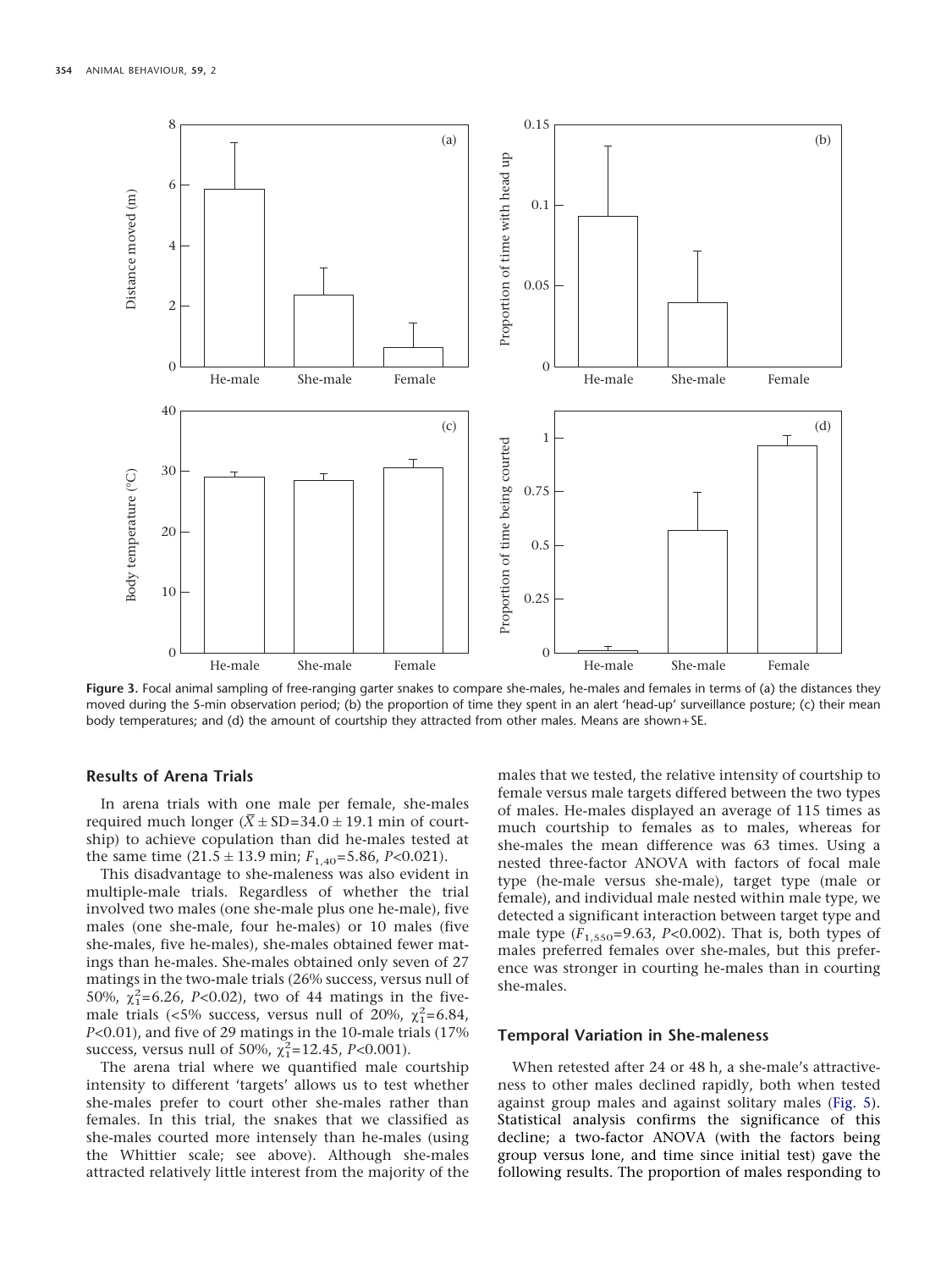**Figure 3.** Focal animal sampling of free-ranging garter snakes to compare she-males, he-males and females in terms of (a) the distances they moved during the 5-min observation period; (b) the proportion of time they spent in an alert 'head-up' surveillance posture; (c) their mean body temperatures; and (d) the amount of courtship they attracted from other males. Means are shown+SE.

## Results of Arena Trials

In arena trials with one male per female, she-males required much longer ($\bar{X} \pm SD = 34.0 \pm 19.1$ min of courtship) to achieve copulation than did he-males tested at the same time ($21.5 \pm 13.9$ min; $F_{1,40} = 5.86$, $P < 0.021$).

This disadvantage to she-maleness was also evident in multiple-male trials. Regardless of whether the trial involved two males (one she-male plus one he-male), five males (one she-male, four he-males) or 10 males (five she-males, five he-males), she-males obtained fewer matings than he-males. She-males obtained only seven of 27 matings in the two-male trials (26% success, versus null of 50%, $\chi^2_1 = 6.26$, $P < 0.02$), two of 44 matings in the five-male trials (<5% success, versus null of 20%, $\chi^2_1 = 6.84$, $P < 0.01$), and five of 29 matings in the 10-male trials (17% success, versus null of 50%, $\chi^2_1 = 12.45$, $P < 0.001$).

The arena trial where we quantified male courtship intensity to different 'targets' allows us to test whether she-males prefer to court other she-males rather than females. In this trial, the snakes that we classified as she-males courted more intensely than he-males (using the Whittier scale; see above). Although she-males attracted relatively little interest from the majority of the males that we tested, the relative intensity of courtship to female versus male targets differed between the two types of males. He-males displayed an average of 115 times as much courtship to females as to males, whereas for she-males the mean difference was 63 times. Using a nested three-factor ANOVA with factors of focal male type (he-male versus she-male), target type (male or female), and individual male nested within male type, we detected a significant interaction between target type and male type ($F_{1,550} = 9.63$, $P < 0.002$). That is, both types of males preferred females over she-males, but this preference was stronger in courting he-males than in courting she-males.

## Temporal Variation in She-maleness

When retested after 24 or 48 h, a she-male's attractiveness to other males declined rapidly, both when tested against group males and against solitary males (Fig. 5). Statistical analysis confirms the significance of this decline; a two-factor ANOVA (with the factors being group versus lone, and time since initial test) gave the following results. The proportion of males responding to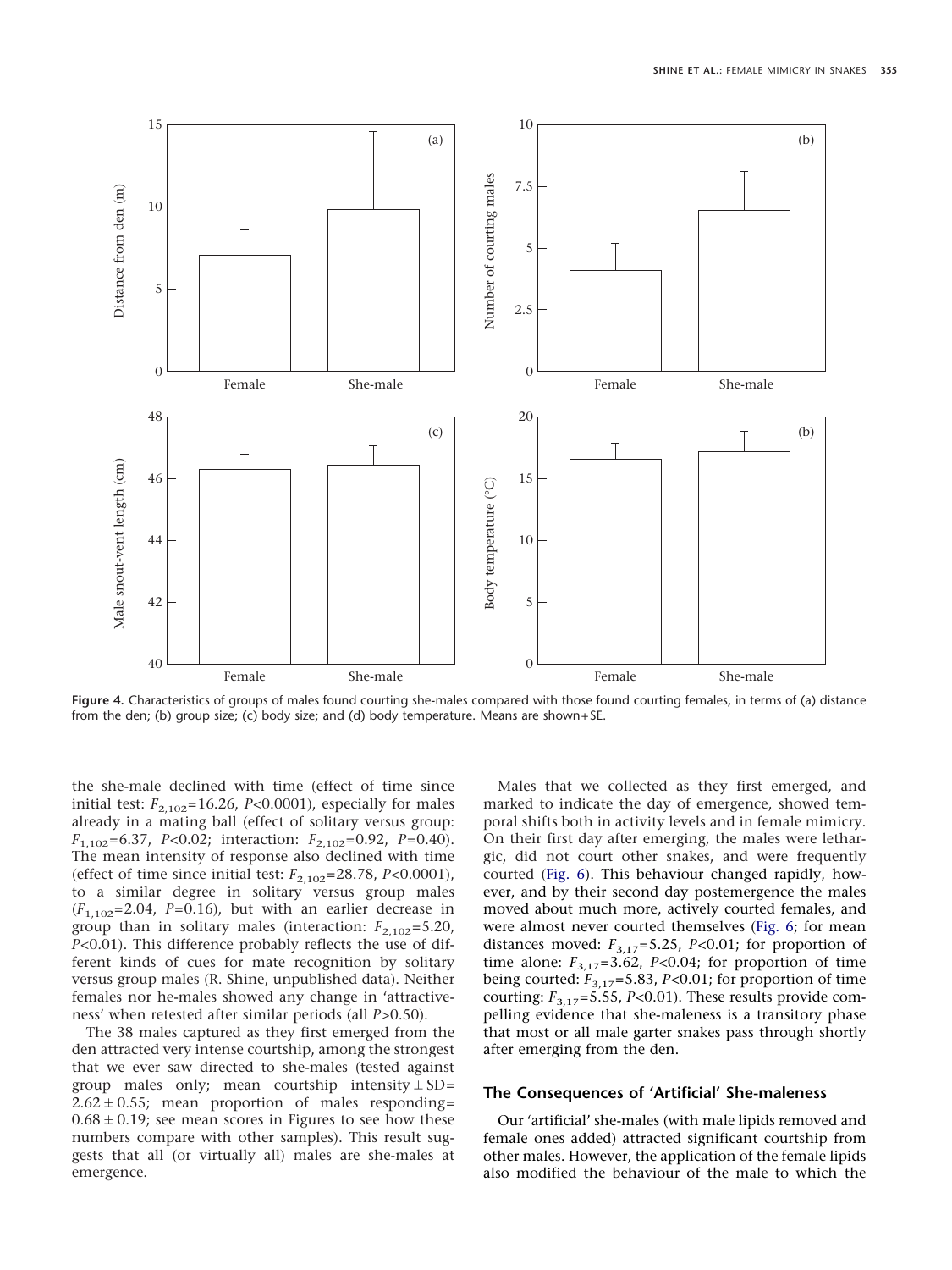Figure 4. Characteristics of groups of males found courting she-males compared with those found courting females, in terms of (a) distance from the den; (b) group size; (c) body size; and (d) body temperature. Means are shown+SE.

the she-male declined with time (effect of time since initial test: $F_{2,102}$=16.26, $P$<0.0001), especially for males already in a mating ball (effect of solitary versus group: $F_{1,102}$=6.37, $P$<0.02; interaction: $F_{2,102}$=0.92, $P$=0.40). The mean intensity of response also declined with time (effect of time since initial test: $F_{2,102}$=28.78, $P$<0.0001), to a similar degree in solitary versus group males ($F_{1,102}$=2.04, $P$=0.16), but with an earlier decrease in group than in solitary males (interaction: $F_{2,102}$=5.20, $P$<0.01). This difference probably reflects the use of different kinds of cues for mate recognition by solitary versus group males (R. Shine, unpublished data). Neither females nor he-males showed any change in 'attractiveness' when retested after similar periods (all $P$>0.50).

The 38 males captured as they first emerged from the den attracted very intense courtship, among the strongest that we ever saw directed to she-males (tested against group males only; mean courtship intensity ± SD= 2.62 ± 0.55; mean proportion of males responding= 0.68 ± 0.19; see mean scores in Figures to see how these numbers compare with other samples). This result suggests that all (or virtually all) males are she-males at emergence.

Males that we collected as they first emerged, and marked to indicate the day of emergence, showed temporal shifts both in activity levels and in female mimicry. On their first day after emerging, the males were lethargic, did not court other snakes, and were frequently courted (Fig. 6). This behaviour changed rapidly, however, and by their second day postemergence the males moved about much more, actively courted females, and were almost never courted themselves (Fig. 6; for mean distances moved: $F_{3,17}$=5.25, $P$<0.01; for proportion of time alone: $F_{3,17}$=3.62, $P$<0.04; for proportion of time being courted: $F_{3,17}$=5.83, $P$<0.01; for proportion of time courting: $F_{3,17}$=5.55, $P$<0.01). These results provide compelling evidence that she-maleness is a transitory phase that most or all male garter snakes pass through shortly after emerging from the den.

## The Consequences of 'Artificial' She-maleness

Our 'artificial' she-males (with male lipids removed and female ones added) attracted significant courtship from other males. However, the application of the female lipids also modified the behaviour of the male to which the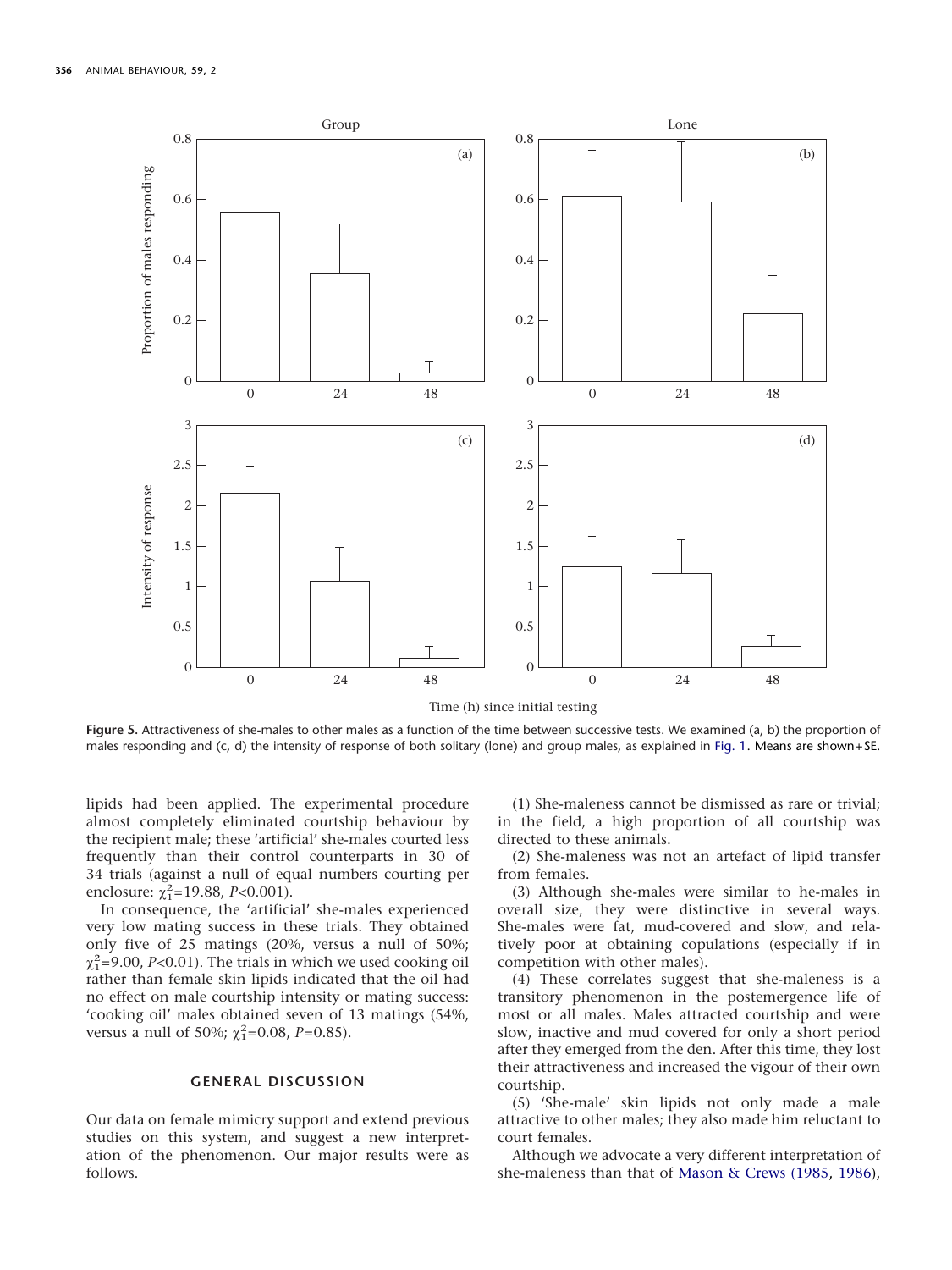Figure 5. Attractiveness of she-males to other males as a function of the time between successive tests. We examined (a, b) the proportion of males responding and (c, d) the intensity of response of both solitary (lone) and group males, as explained in Fig. 1. Means are shown+SE.

lipids had been applied. The experimental procedure almost completely eliminated courtship behaviour by the recipient male; these 'artificial' she-males courted less frequently than their control counterparts in 30 of 34 trials (against a null of equal numbers courting per enclosure: $\chi^2_1$=19.88, $P$<0.001).

In consequence, the 'artificial' she-males experienced very low mating success in these trials. They obtained only five of 25 matings (20%, versus a null of 50%; $\chi^2_1$=9.00, $P$<0.01). The trials in which we used cooking oil rather than female skin lipids indicated that the oil had no effect on male courtship intensity or mating success: 'cooking oil' males obtained seven of 13 matings (54%, versus a null of 50%; $\chi^2_1$=0.08, $P$=0.85).

## GENERAL DISCUSSION

Our data on female mimicry support and extend previous studies on this system, and suggest a new interpretation of the phenomenon. Our major results were as follows.

(1) She-maleness cannot be dismissed as rare or trivial; in the field, a high proportion of all courtship was directed to these animals.

(2) She-maleness was not an artefact of lipid transfer from females.

(3) Although she-males were similar to he-males in overall size, they were distinctive in several ways. She-males were fat, mud-covered and slow, and relatively poor at obtaining copulations (especially if in competition with other males).

(4) These correlates suggest that she-maleness is a transitory phenomenon in the postemergence life of most or all males. Males attracted courtship and were slow, inactive and mud covered for only a short period after they emerged from the den. After this time, they lost their attractiveness and increased the vigour of their own courtship.

(5) 'She-male' skin lipids not only made a male attractive to other males; they also made him reluctant to court females.

Although we advocate a very different interpretation of she-maleness than that of Mason & Crews (1985, 1986),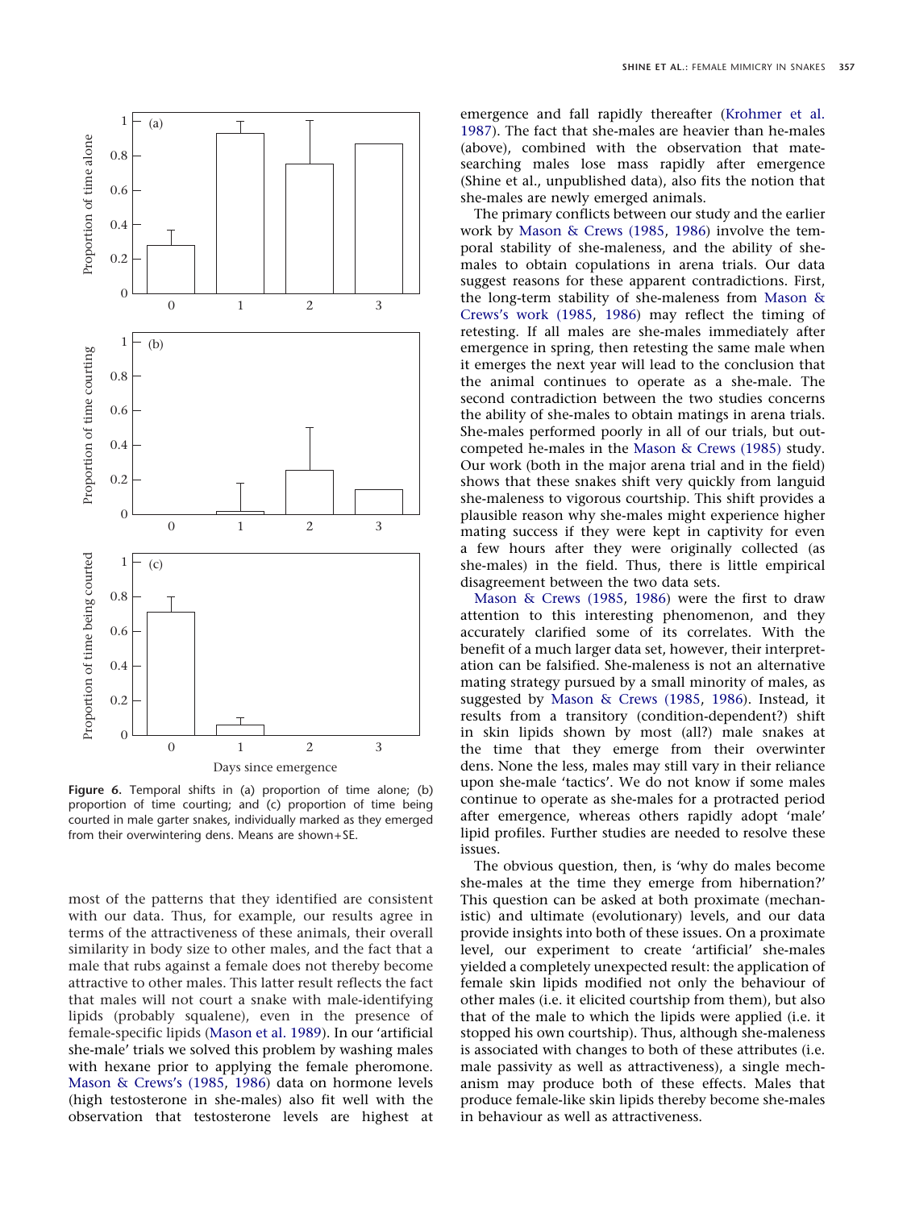(a)

Proportion of time alone

1
0.8
0.6
0.4
0.2
0

0 1 2 3

(b)

Proportion of time courting

1
0.8
0.6
0.4
0.2
0

0 1 2 3

(c)

Proportion of time being courted

1
0.8
0.6
0.4
0.2
0

0 1 2 3

Days since emergence

**Figure 6.** Temporal shifts in (a) proportion of time alone; (b) proportion of time courting; and (c) proportion of time being courted in male garter snakes, individually marked as they emerged from their overwintering dens. Means are shown+SE.

most of the patterns that they identified are consistent with our data. Thus, for example, our results agree in terms of the attractiveness of these animals, their overall similarity in body size to other males, and the fact that a male that rubs against a female does not thereby become attractive to other males. This latter result reflects the fact that males will not court a snake with male-identifying lipids (probably squalene), even in the presence of female-specific lipids (Mason et al. 1989). In our 'artificial she-male' trials we solved this problem by washing males with hexane prior to applying the female pheromone. Mason & Crews's (1985, 1986) data on hormone levels (high testosterone in she-males) also fit well with the observation that testosterone levels are highest at emergence and fall rapidly thereafter (Krohmer et al. 1987). The fact that she-males are heavier than he-males (above), combined with the observation that mate-searching males lose mass rapidly after emergence (Shine et al., unpublished data), also fits the notion that she-males are newly emerged animals.

The primary conflicts between our study and the earlier work by Mason & Crews (1985, 1986) involve the temporal stability of she-maleness, and the ability of she-males to obtain copulations in arena trials. Our data suggest reasons for these apparent contradictions. First, the long-term stability of she-maleness from Mason & Crews's work (1985, 1986) may reflect the timing of retesting. If all males are she-males immediately after emergence in spring, then retesting the same male when it emerges the next year will lead to the conclusion that the animal continues to operate as a she-male. The second contradiction between the two studies concerns the ability of she-males to obtain matings in arena trials. She-males performed poorly in all of our trials, but outcompeted he-males in the Mason & Crews (1985) study. Our work (both in the major arena trial and in the field) shows that these snakes shift very quickly from languid she-maleness to vigorous courtship. This shift provides a plausible reason why she-males might experience higher mating success if they were kept in captivity for even a few hours after they were originally collected (as she-males) in the field. Thus, there is little empirical disagreement between the two data sets.

Mason & Crews (1985, 1986) were the first to draw attention to this interesting phenomenon, and they accurately clarified some of its correlates. With the benefit of a much larger data set, however, their interpretation can be falsified. She-maleness is not an alternative mating strategy pursued by a small minority of males, as suggested by Mason & Crews (1985, 1986). Instead, it results from a transitory (condition-dependent?) shift in skin lipids shown by most (all?) male snakes at the time that they emerge from their overwinter dens. None the less, males may still vary in their reliance upon she-male 'tactics'. We do not know if some males continue to operate as she-males for a protracted period after emergence, whereas others rapidly adopt 'male' lipid profiles. Further studies are needed to resolve these issues.

The obvious question, then, is 'why do males become she-males at the time they emerge from hibernation?' This question can be asked at both proximate (mechanistic) and ultimate (evolutionary) levels, and our data provide insights into both of these issues. On a proximate level, our experiment to create 'artificial' she-males yielded a completely unexpected result: the application of female skin lipids modified not only the behaviour of other males (i.e. it elicited courtship from them), but also that of the male to which the lipids were applied (i.e. it stopped his own courtship). Thus, although she-maleness is associated with changes to both of these attributes (i.e. male passivity as well as attractiveness), a single mechanism may produce both of these effects. Males that produce female-like skin lipids thereby become she-males in behaviour as well as attractiveness.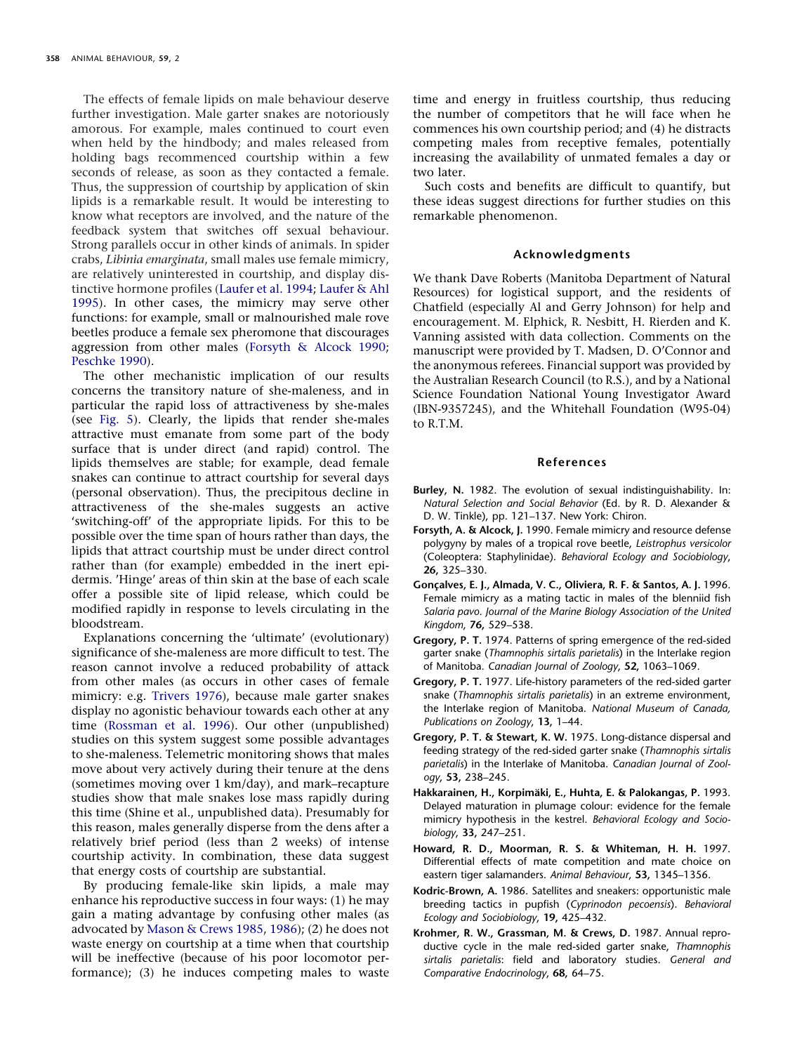The effects of female lipids on male behaviour deserve further investigation. Male garter snakes are notoriously amorous. For example, males continued to court even when held by the hindbody; and males released from holding bags recommenced courtship within a few seconds of release, as soon as they contacted a female. Thus, the suppression of courtship by application of skin lipids is a remarkable result. It would be interesting to know what receptors are involved, and the nature of the feedback system that switches off sexual behaviour. Strong parallels occur in other kinds of animals. In spider crabs, *Libinia emarginata*, small males use female mimicry, are relatively uninterested in courtship, and display distinctive hormone profiles (Laufer et al. 1994; Laufer & Ahl 1995). In other cases, the mimicry may serve other functions: for example, small or malnourished male rove beetles produce a female sex pheromone that discourages aggression from other males (Forsyth & Alcock 1990; Peschke 1990).

The other mechanistic implication of our results concerns the transitory nature of she-maleness, and in particular the rapid loss of attractiveness by she-males (see Fig. 5). Clearly, the lipids that render she-males attractive must emanate from some part of the body surface that is under direct (and rapid) control. The lipids themselves are stable; for example, dead female snakes can continue to attract courtship for several days (personal observation). Thus, the precipitous decline in attractiveness of the she-males suggests an active 'switching-off' of the appropriate lipids. For this to be possible over the time span of hours rather than days, the lipids that attract courtship must be under direct control rather than (for example) embedded in the inert epidermis. 'Hinge' areas of thin skin at the base of each scale offer a possible site of lipid release, which could be modified rapidly in response to levels circulating in the bloodstream.

Explanations concerning the 'ultimate' (evolutionary) significance of she-maleness are more difficult to test. The reason cannot involve a reduced probability of attack from other males (as occurs in other cases of female mimicry: e.g. Trivers 1976), because male garter snakes display no agonistic behaviour towards each other at any time (Rossman et al. 1996). Our other (unpublished) studies on this system suggest some possible advantages to she-maleness. Telemetric monitoring shows that males move about very actively during their tenure at the dens (sometimes moving over 1 km/day), and mark–recapture studies show that male snakes lose mass rapidly during this time (Shine et al., unpublished data). Presumably for this reason, males generally disperse from the dens after a relatively brief period (less than 2 weeks) of intense courtship activity. In combination, these data suggest that energy costs of courtship are substantial.

By producing female-like skin lipids, a male may enhance his reproductive success in four ways: (1) he may gain a mating advantage by confusing other males (as advocated by Mason & Crews 1985, 1986); (2) he does not waste energy on courtship at a time when that courtship will be ineffective (because of his poor locomotor performance); (3) he induces competing males to waste time and energy in fruitless courtship, thus reducing the number of competitors that he will face when he commences his own courtship period; and (4) he distracts competing males from receptive females, potentially increasing the availability of unmated females a day or two later.

Such costs and benefits are difficult to quantify, but these ideas suggest directions for further studies on this remarkable phenomenon.

## Acknowledgments

We thank Dave Roberts (Manitoba Department of Natural Resources) for logistical support, and the residents of Chatfield (especially Al and Gerry Johnson) for help and encouragement. M. Elphick, R. Nesbitt, H. Rierden and K. Vanning assisted with data collection. Comments on the manuscript were provided by T. Madsen, D. O'Connor and the anonymous referees. Financial support was provided by the Australian Research Council (to R.S.), and by a National Science Foundation National Young Investigator Award (IBN-9357245), and the Whitehall Foundation (W95-04) to R.T.M.

## References

**Burley, N.** 1982. The evolution of sexual indistinguishability. In: *Natural Selection and Social Behavior* (Ed. by R. D. Alexander & D. W. Tinkle), pp. 121–137. New York: Chiron.

**Forsyth, A. & Alcock, J.** 1990. Female mimicry and resource defense polygyny by males of a tropical rove beetle, *Leistrophus versicolor* (Coleoptera: Staphylinidae). *Behavioral Ecology and Sociobiology*, **26,** 325–330.

**Gonçalves, E. J., Almada, V. C., Oliviera, R. F. & Santos, A. J.** 1996. Female mimicry as a mating tactic in males of the blenniid fish *Salaria pavo*. *Journal of the Marine Biology Association of the United Kingdom*, **76,** 529–538.

**Gregory, P. T.** 1974. Patterns of spring emergence of the red-sided garter snake (*Thamnophis sirtalis parietalis*) in the Interlake region of Manitoba. *Canadian Journal of Zoology*, **52,** 1063–1069.

**Gregory, P. T.** 1977. Life-history parameters of the red-sided garter snake (*Thamnophis sirtalis parietalis*) in an extreme environment, the Interlake region of Manitoba. *National Museum of Canada, Publications on Zoology*, **13,** 1–44.

**Gregory, P. T. & Stewart, K. W.** 1975. Long-distance dispersal and feeding strategy of the red-sided garter snake (*Thamnophis sirtalis parietalis*) in the Interlake of Manitoba. *Canadian Journal of Zoology*, **53,** 238–245.

**Hakkarainen, H., Korpimäki, E., Huhta, E. & Palokangas, P.** 1993. Delayed maturation in plumage colour: evidence for the female mimicry hypothesis in the kestrel. *Behavioral Ecology and Sociobiology*, **33,** 247–251.

**Howard, R. D., Moorman, R. S. & Whiteman, H. H.** 1997. Differential effects of mate competition and mate choice on eastern tiger salamanders. *Animal Behaviour*, **53,** 1345–1356.

**Kodric-Brown, A.** 1986. Satellites and sneakers: opportunistic male breeding tactics in pupfish (*Cyprinodon pecoensis*). *Behavioral Ecology and Sociobiology*, **19,** 425–432.

**Krohmer, R. W., Grassman, M. & Crews, D.** 1987. Annual reproductive cycle in the male red-sided garter snake, *Thamnophis sirtalis parietalis*: field and laboratory studies. *General and Comparative Endocrinology*, **68,** 64–75.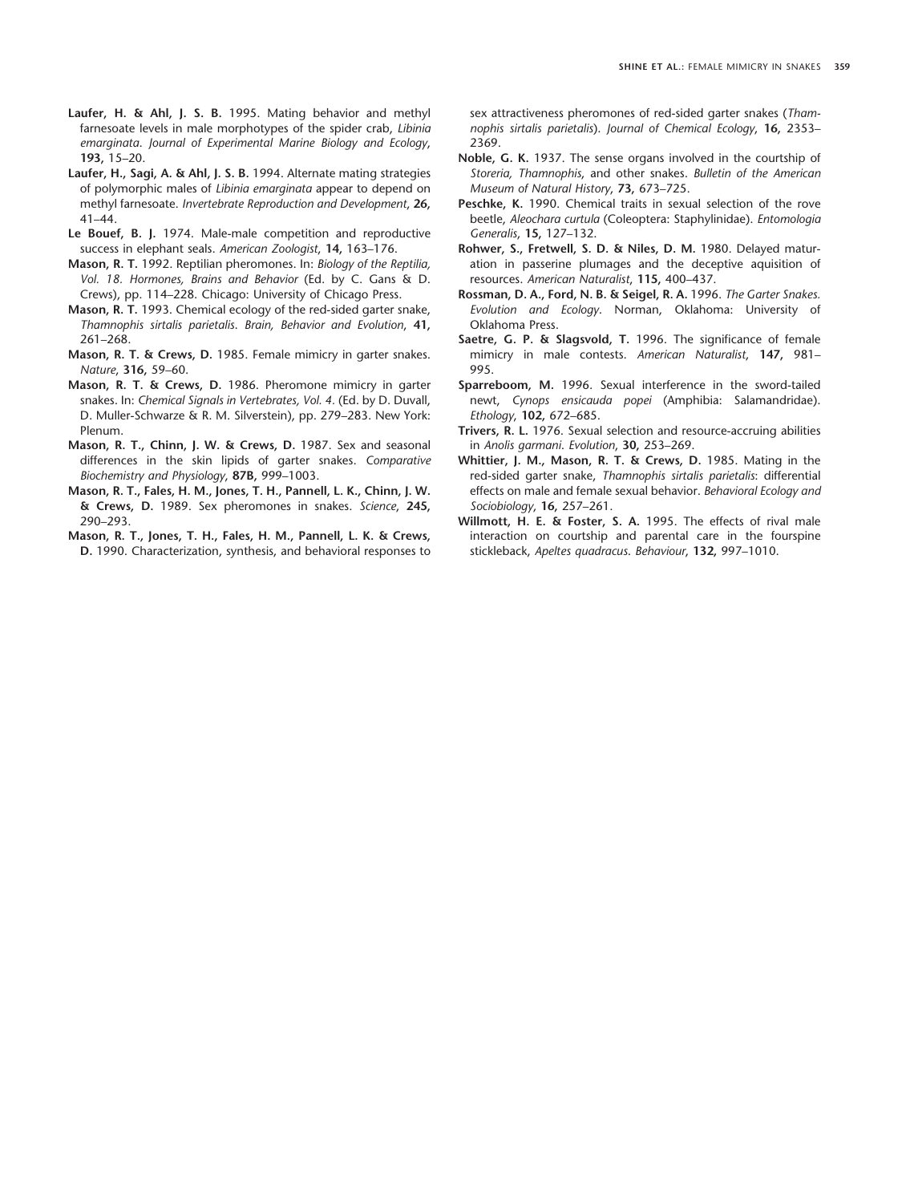**Laufer, H. & Ahl, J. S. B.** 1995. Mating behavior and methyl farnesoate levels in male morphotypes of the spider crab, *Libinia emarginata*. *Journal of Experimental Marine Biology and Ecology*, **193,** 15–20.

**Laufer, H., Sagi, A. & Ahl, J. S. B.** 1994. Alternate mating strategies of polymorphic males of *Libinia emarginata* appear to depend on methyl farnesoate. *Invertebrate Reproduction and Development*, **26,** 41–44.

**Le Bouef, B. J.** 1974. Male-male competition and reproductive success in elephant seals. *American Zoologist*, **14,** 163–176.

**Mason, R. T.** 1992. Reptilian pheromones. In: *Biology of the Reptilia, Vol. 18. Hormones, Brains and Behavior* (Ed. by C. Gans & D. Crews), pp. 114–228. Chicago: University of Chicago Press.

**Mason, R. T.** 1993. Chemical ecology of the red-sided garter snake, *Thamnophis sirtalis parietalis*. *Brain, Behavior and Evolution*, **41,** 261–268.

**Mason, R. T. & Crews, D.** 1985. Female mimicry in garter snakes. *Nature*, **316,** 59–60.

**Mason, R. T. & Crews, D.** 1986. Pheromone mimicry in garter snakes. In: *Chemical Signals in Vertebrates, Vol. 4*. (Ed. by D. Duvall, D. Muller-Schwarze & R. M. Silverstein), pp. 279–283. New York: Plenum.

**Mason, R. T., Chinn, J. W. & Crews, D.** 1987. Sex and seasonal differences in the skin lipids of garter snakes. *Comparative Biochemistry and Physiology*, **87B,** 999–1003.

**Mason, R. T., Fales, H. M., Jones, T. H., Pannell, L. K., Chinn, J. W. & Crews, D.** 1989. Sex pheromones in snakes. *Science*, **245,** 290–293.

**Mason, R. T., Jones, T. H., Fales, H. M., Pannell, L. K. & Crews, D.** 1990. Characterization, synthesis, and behavioral responses to sex attractiveness pheromones of red-sided garter snakes (*Thamnophis sirtalis parietalis*). *Journal of Chemical Ecology*, **16,** 2353–2369.

**Noble, G. K.** 1937. The sense organs involved in the courtship of *Storeria, Thamnophis*, and other snakes. *Bulletin of the American Museum of Natural History*, **73,** 673–725.

**Peschke, K.** 1990. Chemical traits in sexual selection of the rove beetle, *Aleochara curtula* (Coleoptera: Staphylinidae). *Entomologia Generalis*, **15,** 127–132.

**Rohwer, S., Fretwell, S. D. & Niles, D. M.** 1980. Delayed maturation in passerine plumages and the deceptive aquisition of resources. *American Naturalist*, **115,** 400–437.

**Rossman, D. A., Ford, N. B. & Seigel, R. A.** 1996. *The Garter Snakes. Evolution and Ecology*. Norman, Oklahoma: University of Oklahoma Press.

**Saetre, G. P. & Slagsvold, T.** 1996. The significance of female mimicry in male contests. *American Naturalist*, **147,** 981–995.

**Sparreboom, M.** 1996. Sexual interference in the sword-tailed newt, *Cynops ensicauda popei* (Amphibia: Salamandridae). *Ethology*, **102,** 672–685.

**Trivers, R. L.** 1976. Sexual selection and resource-accruing abilities in *Anolis garmani*. *Evolution*, **30,** 253–269.

**Whittier, J. M., Mason, R. T. & Crews, D.** 1985. Mating in the red-sided garter snake, *Thamnophis sirtalis parietalis*: differential effects on male and female sexual behavior. *Behavioral Ecology and Sociobiology*, **16,** 257–261.

**Willmott, H. E. & Foster, S. A.** 1995. The effects of rival male interaction on courtship and parental care in the fourspine stickleback, *Apeltes quadracus*. *Behaviour*, **132,** 997–1010.